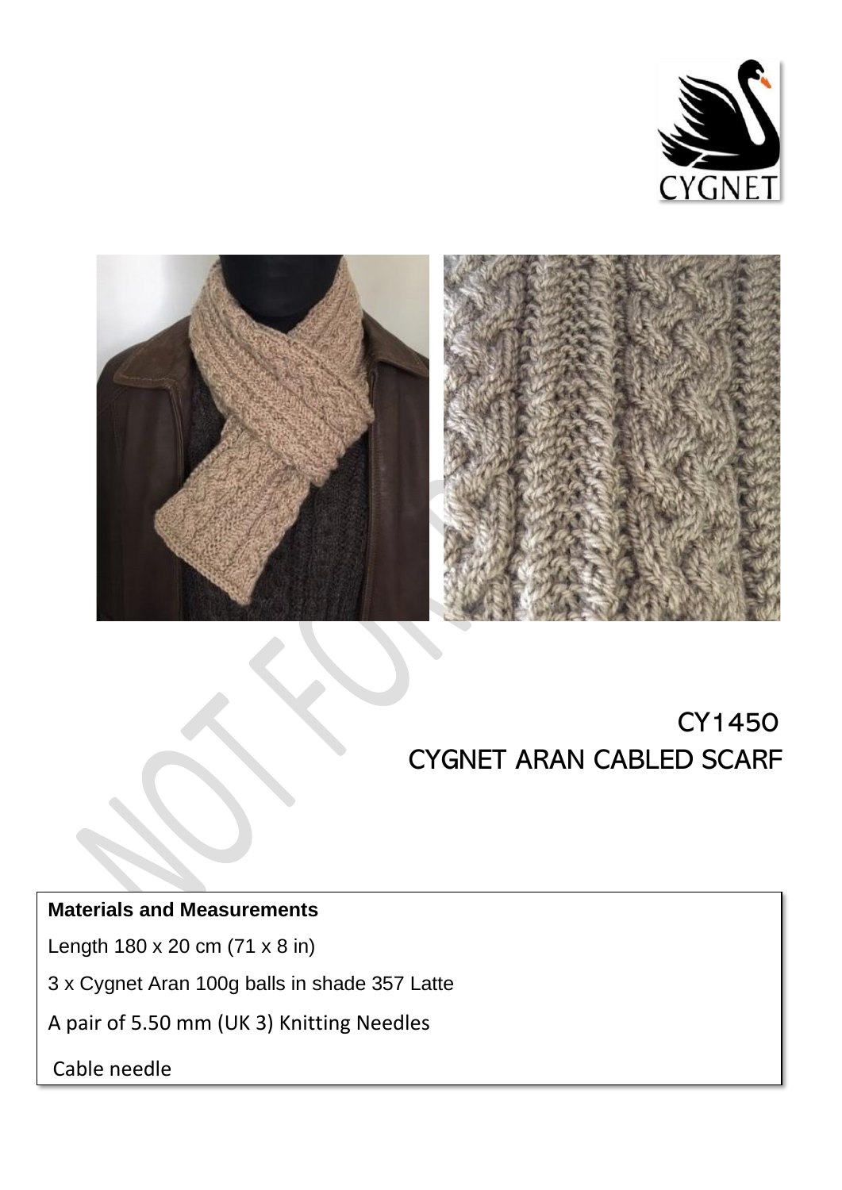# CY1450

# CYGNET ARAN CABLED SCARF

**Materials and Measurements**

Length 180 x 20 cm (71 x 8 in)

3 x Cygnet Aran 100g balls in shade 357 Latte

A pair of 5.50 mm (UK 3) Knitting Needles

Cable needle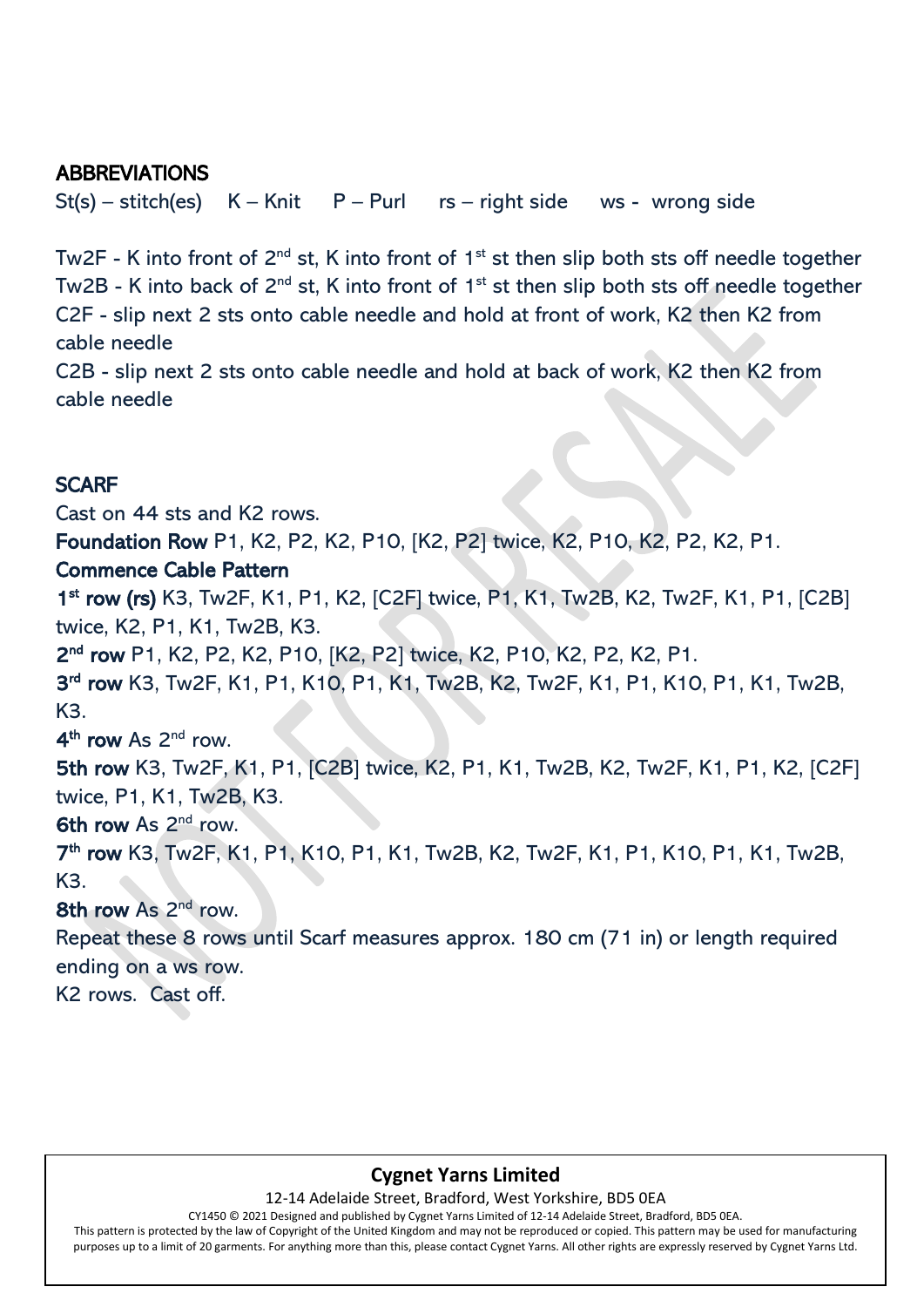## ABBREVIATIONS

St(s) – stitch(es)   K – Knit   P – Purl   rs – right side   ws - wrong side

Tw2F - K into front of 2nd st, K into front of 1st st then slip both sts off needle together
Tw2B - K into back of 2nd st, K into front of 1st st then slip both sts off needle together
C2F - slip next 2 sts onto cable needle and hold at front of work, K2 then K2 from cable needle
C2B - slip next 2 sts onto cable needle and hold at back of work, K2 then K2 from cable needle

## SCARF

Cast on 44 sts and K2 rows.

**Foundation Row** P1, K2, P2, K2, P10, [K2, P2] twice, K2, P10, K2, P2, K2, P1.

**Commence Cable Pattern**

**1st row (rs)** K3, Tw2F, K1, P1, K2, [C2F] twice, P1, K1, Tw2B, K2, Tw2F, K1, P1, [C2B] twice, K2, P1, K1, Tw2B, K3.

**2nd row** P1, K2, P2, K2, P10, [K2, P2] twice, K2, P10, K2, P2, K2, P1.

**3rd row** K3, Tw2F, K1, P1, K10, P1, K1, Tw2B, K2, Tw2F, K1, P1, K10, P1, K1, Tw2B, K3.

**4th row** As 2nd row.

**5th row** K3, Tw2F, K1, P1, [C2B] twice, K2, P1, K1, Tw2B, K2, Tw2F, K1, P1, K2, [C2F] twice, P1, K1, Tw2B, K3.

**6th row** As 2nd row.

**7th row** K3, Tw2F, K1, P1, K10, P1, K1, Tw2B, K2, Tw2F, K1, P1, K10, P1, K1, Tw2B, K3.

**8th row** As 2nd row.

Repeat these 8 rows until Scarf measures approx. 180 cm (71 in) or length required ending on a ws row.

K2 rows. Cast off.

**Cygnet Yarns Limited**

12-14 Adelaide Street, Bradford, West Yorkshire, BD5 0EA

CY1450 © 2021 Designed and published by Cygnet Yarns Limited of 12-14 Adelaide Street, Bradford, BD5 0EA.
This pattern is protected by the law of Copyright of the United Kingdom and may not be reproduced or copied. This pattern may be used for manufacturing purposes up to a limit of 20 garments. For anything more than this, please contact Cygnet Yarns. All other rights are expressly reserved by Cygnet Yarns Ltd.